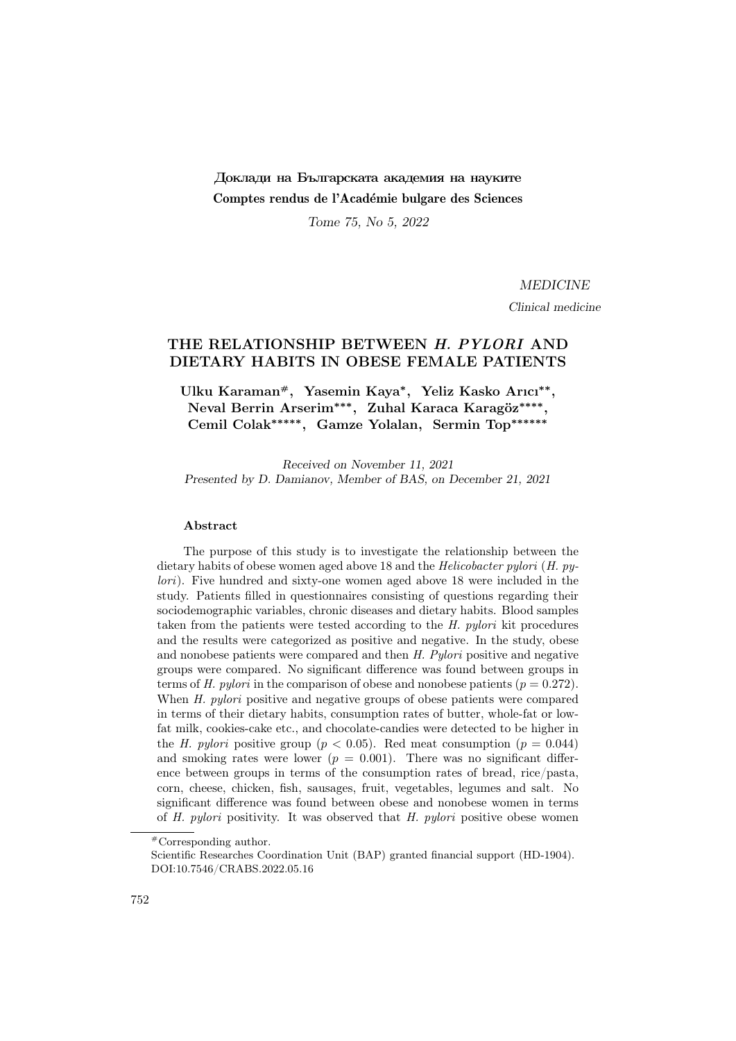Доклади на Българската академия на науките
Comptes rendus de l'Académie bulgare des Sciences

*Tome 75, No 5, 2022*

*MEDICINE*

*Clinical medicine*

# THE RELATIONSHIP BETWEEN *H. PYLORI* AND DIETARY HABITS IN OBESE FEMALE PATIENTS

**Ulku Karaman#, Yasemin Kaya*, Yeliz Kasko Arıcı**, Neval Berrin Arserim***, Zuhal Karaca Karagöz****, Cemil Colak*****, Gamze Yolalan, Sermin Top******

*Received on November 11, 2021*
*Presented by D. Damianov, Member of BAS, on December 21, 2021*

### Abstract

The purpose of this study is to investigate the relationship between the dietary habits of obese women aged above 18 and the *Helicobacter pylori* (*H. pylori*). Five hundred and sixty-one women aged above 18 were included in the study. Patients filled in questionnaires consisting of questions regarding their sociodemographic variables, chronic diseases and dietary habits. Blood samples taken from the patients were tested according to the *H. pylori* kit procedures and the results were categorized as positive and negative. In the study, obese and nonobese patients were compared and then *H. Pylori* positive and negative groups were compared. No significant difference was found between groups in terms of *H. pylori* in the comparison of obese and nonobese patients ($p = 0.272$). When *H. pylori* positive and negative groups of obese patients were compared in terms of their dietary habits, consumption rates of butter, whole-fat or low-fat milk, cookies-cake etc., and chocolate-candies were detected to be higher in the *H. pylori* positive group ($p < 0.05$). Red meat consumption ($p = 0.044$) and smoking rates were lower ($p = 0.001$). There was no significant difference between groups in terms of the consumption rates of bread, rice/pasta, corn, cheese, chicken, fish, sausages, fruit, vegetables, legumes and salt. No significant difference was found between obese and nonobese women in terms of *H. pylori* positivity. It was observed that *H. pylori* positive obese women

---

#Corresponding author.

Scientific Researches Coordination Unit (BAP) granted financial support (HD-1904).
DOI:10.7546/CRABS.2022.05.16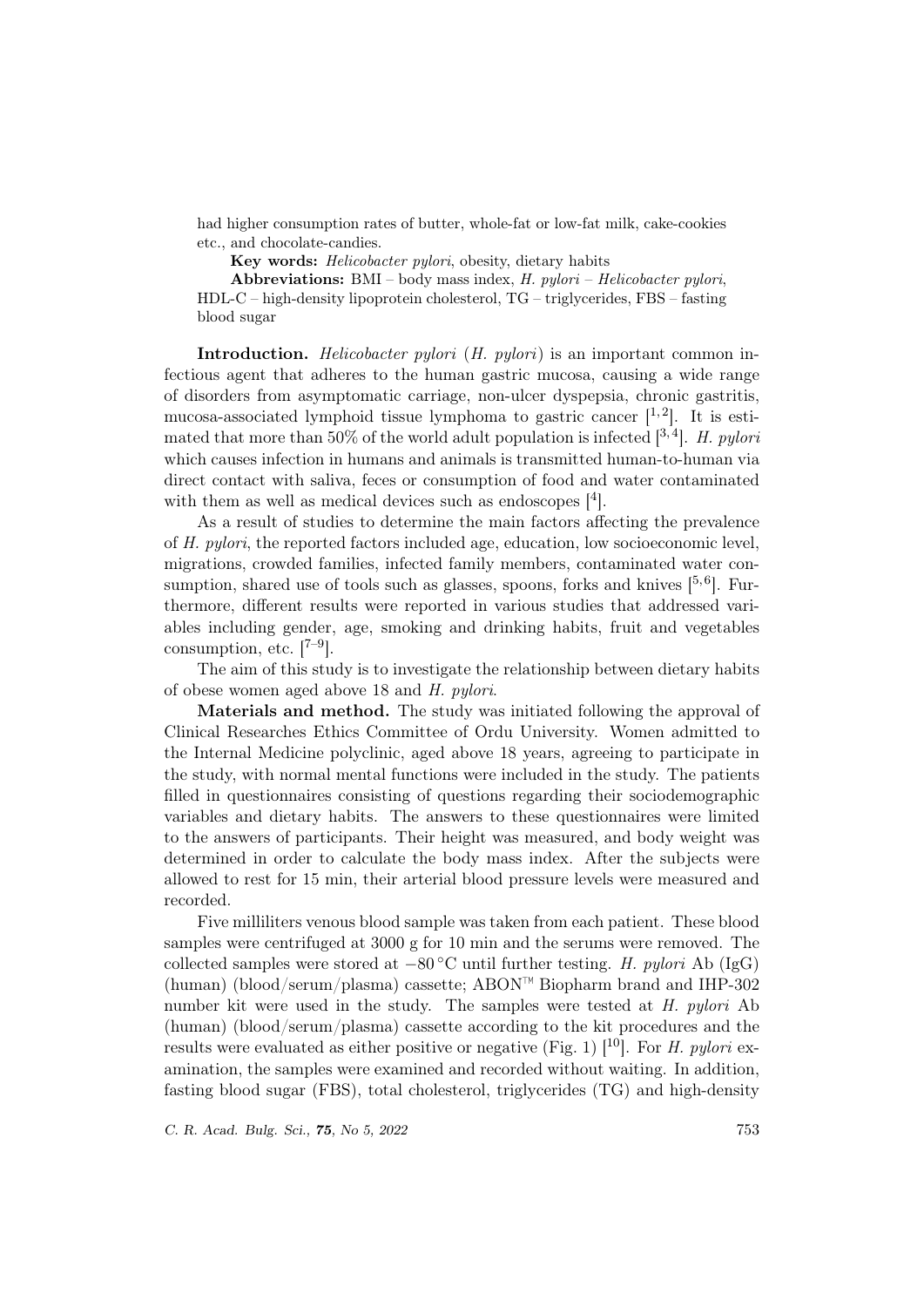had higher consumption rates of butter, whole-fat or low-fat milk, cake-cookies etc., and chocolate-candies.

**Key words:** *Helicobacter pylori*, obesity, dietary habits

**Abbreviations:** BMI – body mass index, *H. pylori* – *Helicobacter pylori*, HDL-C – high-density lipoprotein cholesterol, TG – triglycerides, FBS – fasting blood sugar

**Introduction.** *Helicobacter pylori* (*H. pylori*) is an important common infectious agent that adheres to the human gastric mucosa, causing a wide range of disorders from asymptomatic carriage, non-ulcer dyspepsia, chronic gastritis, mucosa-associated lymphoid tissue lymphoma to gastric cancer [1,2]. It is estimated that more than 50% of the world adult population is infected [3,4]. *H. pylori* which causes infection in humans and animals is transmitted human-to-human via direct contact with saliva, feces or consumption of food and water contaminated with them as well as medical devices such as endoscopes [4].

As a result of studies to determine the main factors affecting the prevalence of *H. pylori*, the reported factors included age, education, low socioeconomic level, migrations, crowded families, infected family members, contaminated water consumption, shared use of tools such as glasses, spoons, forks and knives [5,6]. Furthermore, different results were reported in various studies that addressed variables including gender, age, smoking and drinking habits, fruit and vegetables consumption, etc. [7–9].

The aim of this study is to investigate the relationship between dietary habits of obese women aged above 18 and *H. pylori*.

**Materials and method.** The study was initiated following the approval of Clinical Researches Ethics Committee of Ordu University. Women admitted to the Internal Medicine polyclinic, aged above 18 years, agreeing to participate in the study, with normal mental functions were included in the study. The patients filled in questionnaires consisting of questions regarding their sociodemographic variables and dietary habits. The answers to these questionnaires were limited to the answers of participants. Their height was measured, and body weight was determined in order to calculate the body mass index. After the subjects were allowed to rest for 15 min, their arterial blood pressure levels were measured and recorded.

Five milliliters venous blood sample was taken from each patient. These blood samples were centrifuged at 3000 g for 10 min and the serums were removed. The collected samples were stored at −80 °C until further testing. *H. pylori* Ab (IgG) (human) (blood/serum/plasma) cassette; ABON™ Biopharm brand and IHP-302 number kit were used in the study. The samples were tested at *H. pylori* Ab (human) (blood/serum/plasma) cassette according to the kit procedures and the results were evaluated as either positive or negative (Fig. 1) [10]. For *H. pylori* examination, the samples were examined and recorded without waiting. In addition, fasting blood sugar (FBS), total cholesterol, triglycerides (TG) and high-density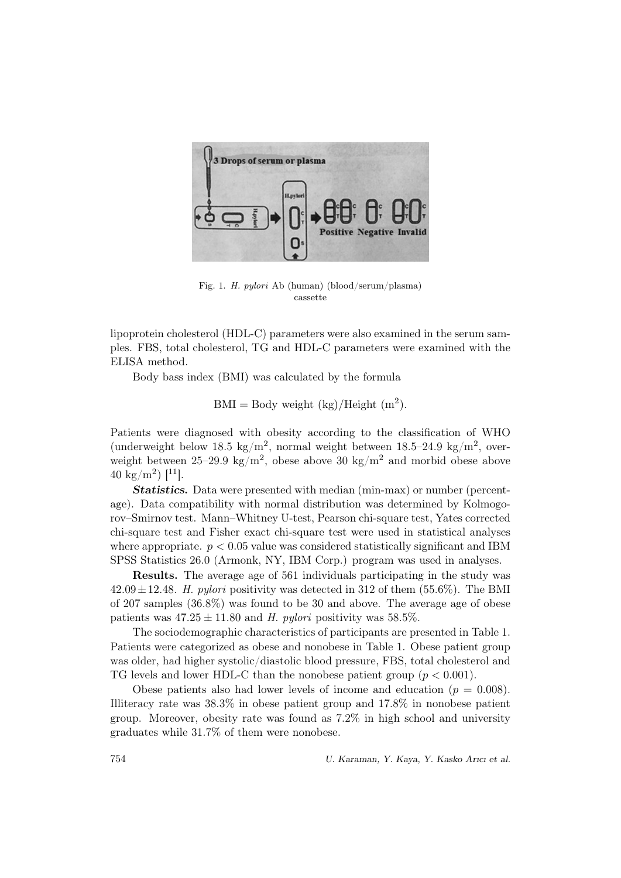Fig. 1. *H. pylori* Ab (human) (blood/serum/plasma) cassette

lipoprotein cholesterol (HDL-C) parameters were also examined in the serum samples. FBS, total cholesterol, TG and HDL-C parameters were examined with the ELISA method.

Body bass index (BMI) was calculated by the formula

$$\text{BMI} = \text{Body weight (kg)/Height (m}^2\text{)}.$$

Patients were diagnosed with obesity according to the classification of WHO (underweight below 18.5 kg/m$^2$, normal weight between 18.5–24.9 kg/m$^2$, overweight between 25–29.9 kg/m$^2$, obese above 30 kg/m$^2$ and morbid obese above 40 kg/m$^2$) [11].

***Statistics.*** Data were presented with median (min-max) or number (percentage). Data compatibility with normal distribution was determined by Kolmogorov–Smirnov test. Mann–Whitney U-test, Pearson chi-square test, Yates corrected chi-square test and Fisher exact chi-square test were used in statistical analyses where appropriate. $p < 0.05$ value was considered statistically significant and IBM SPSS Statistics 26.0 (Armonk, NY, IBM Corp.) program was used in analyses.

**Results.** The average age of 561 individuals participating in the study was $42.09 \pm 12.48$. *H. pylori* positivity was detected in 312 of them (55.6%). The BMI of 207 samples (36.8%) was found to be 30 and above. The average age of obese patients was $47.25 \pm 11.80$ and *H. pylori* positivity was 58.5%.

The sociodemographic characteristics of participants are presented in Table 1. Patients were categorized as obese and nonobese in Table 1. Obese patient group was older, had higher systolic/diastolic blood pressure, FBS, total cholesterol and TG levels and lower HDL-C than the nonobese patient group ($p < 0.001$).

Obese patients also had lower levels of income and education ($p = 0.008$). Illiteracy rate was 38.3% in obese patient group and 17.8% in nonobese patient group. Moreover, obesity rate was found as 7.2% in high school and university graduates while 31.7% of them were nonobese.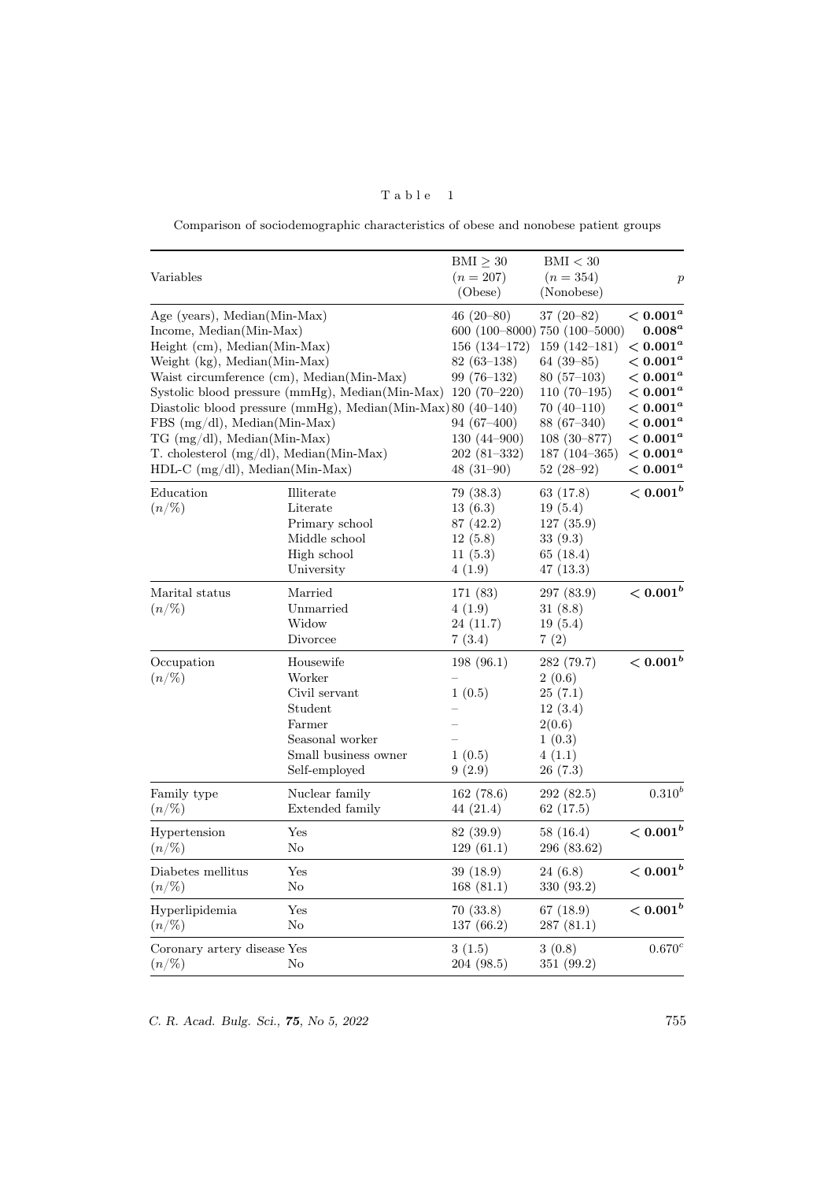Table 1

Comparison of sociodemographic characteristics of obese and nonobese patient groups

| Variables | | BMI $\geq 30$ ($n = 207$) (Obese) | BMI $< 30$ ($n = 354$) (Nonobese) | $p$ |
|---|---|---|---|---|
| Age (years), Median(Min-Max) | | 46 (20–80) | 37 (20–82) | $\mathbf{< 0.001^a}$ |
| Income, Median(Min-Max) | | 600 (100–8000) | 750 (100–5000) | $\mathbf{0.008^a}$ |
| Height (cm), Median(Min-Max) | | 156 (134–172) | 159 (142–181) | $\mathbf{< 0.001^a}$ |
| Weight (kg), Median(Min-Max) | | 82 (63–138) | 64 (39–85) | $\mathbf{< 0.001^a}$ |
| Waist circumference (cm), Median(Min-Max) | | 99 (76–132) | 80 (57–103) | $\mathbf{< 0.001^a}$ |
| Systolic blood pressure (mmHg), Median(Min-Max) | | 120 (70–220) | 110 (70–195) | $\mathbf{< 0.001^a}$ |
| Diastolic blood pressure (mmHg), Median(Min-Max) | | 80 (40–140) | 70 (40–110) | $\mathbf{< 0.001^a}$ |
| FBS (mg/dl), Median(Min-Max) | | 94 (67–400) | 88 (67–340) | $\mathbf{< 0.001^a}$ |
| TG (mg/dl), Median(Min-Max) | | 130 (44–900) | 108 (30–877) | $\mathbf{< 0.001^a}$ |
| T. cholesterol (mg/dl), Median(Min-Max) | | 202 (81–332) | 187 (104–365) | $\mathbf{< 0.001^a}$ |
| HDL-C (mg/dl), Median(Min-Max) | | 48 (31–90) | 52 (28–92) | $\mathbf{< 0.001^a}$ |
| Education ($n$/%) | Illiterate | 79 (38.3) | 63 (17.8) | $\mathbf{< 0.001^b}$ |
| | Literate | 13 (6.3) | 19 (5.4) | |
| | Primary school | 87 (42.2) | 127 (35.9) | |
| | Middle school | 12 (5.8) | 33 (9.3) | |
| | High school | 11 (5.3) | 65 (18.4) | |
| | University | 4 (1.9) | 47 (13.3) | |
| Marital status ($n$/%) | Married | 171 (83) | 297 (83.9) | $\mathbf{< 0.001^b}$ |
| | Unmarried | 4 (1.9) | 31 (8.8) | |
| | Widow | 24 (11.7) | 19 (5.4) | |
| | Divorcee | 7 (3.4) | 7 (2) | |
| Occupation ($n$/%) | Housewife | 198 (96.1) | 282 (79.7) | $\mathbf{< 0.001^b}$ |
| | Worker | – | 2 (0.6) | |
| | Civil servant | 1 (0.5) | 25 (7.1) | |
| | Student | – | 12 (3.4) | |
| | Farmer | – | 2(0.6) | |
| | Seasonal worker | – | 1 (0.3) | |
| | Small business owner | 1 (0.5) | 4 (1.1) | |
| | Self-employed | 9 (2.9) | 26 (7.3) | |
| Family type ($n$/%) | Nuclear family | 162 (78.6) | 292 (82.5) | $0.310^b$ |
| | Extended family | 44 (21.4) | 62 (17.5) | |
| Hypertension ($n$/%) | Yes | 82 (39.9) | 58 (16.4) | $\mathbf{< 0.001^b}$ |
| | No | 129 (61.1) | 296 (83.62) | |
| Diabetes mellitus ($n$/%) | Yes | 39 (18.9) | 24 (6.8) | $\mathbf{< 0.001^b}$ |
| | No | 168 (81.1) | 330 (93.2) | |
| Hyperlipidemia ($n$/%) | Yes | 70 (33.8) | 67 (18.9) | $\mathbf{< 0.001^b}$ |
| | No | 137 (66.2) | 287 (81.1) | |
| Coronary artery disease ($n$/%) | Yes | 3 (1.5) | 3 (0.8) | $0.670^c$ |
| | No | 204 (98.5) | 351 (99.2) | |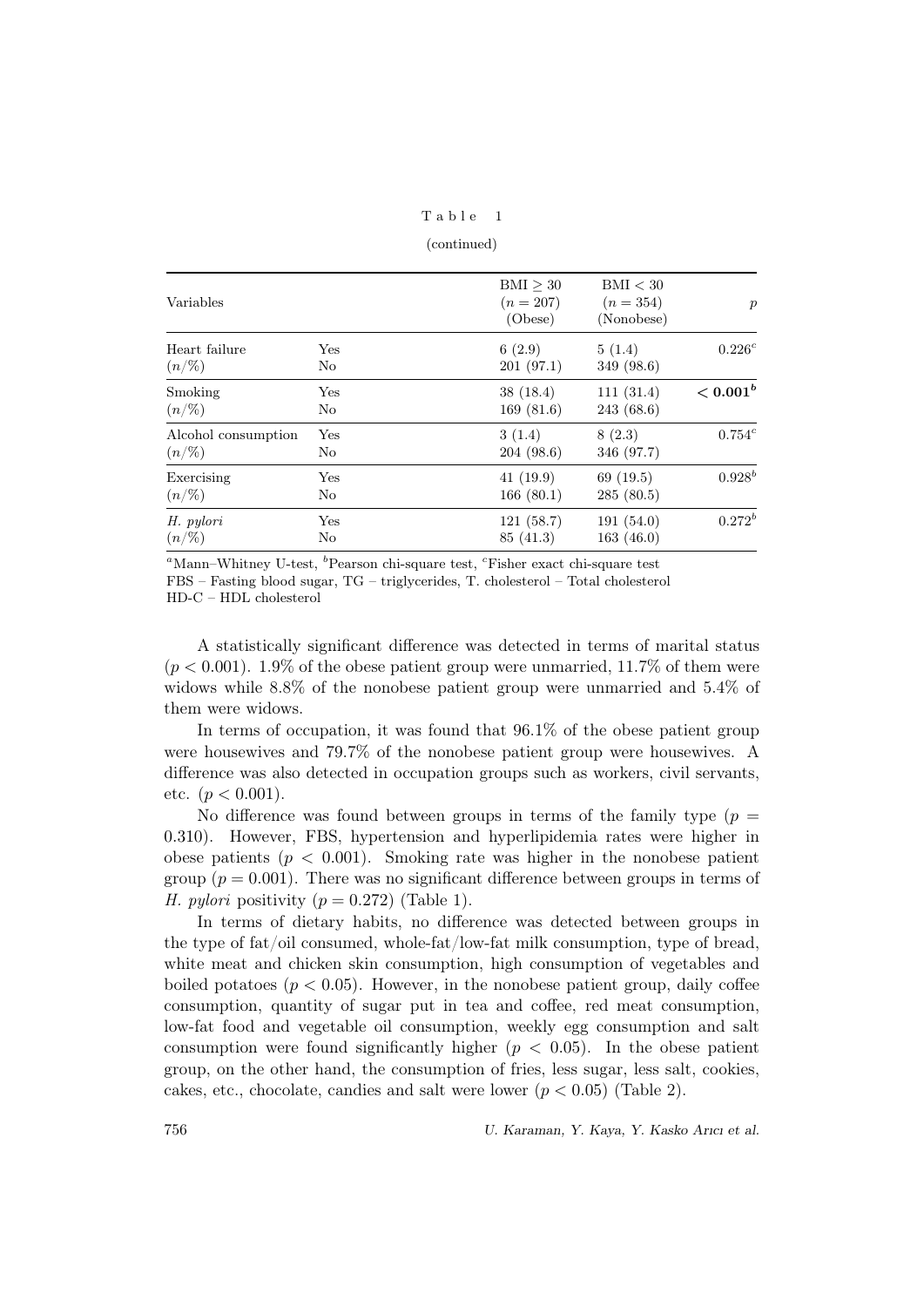Table 1

(continued)

| Variables | | BMI $\geq$ 30 ($n = 207$) (Obese) | BMI < 30 ($n = 354$) (Nonobese) | $p$ |
|---|---|---|---|---|
| Heart failure ($n$/%) | Yes | 6 (2.9) | 5 (1.4) | $0.226^c$ |
| | No | 201 (97.1) | 349 (98.6) | |
| Smoking ($n$/%) | Yes | 38 (18.4) | 111 (31.4) | **$< 0.001^b$** |
| | No | 169 (81.6) | 243 (68.6) | |
| Alcohol consumption ($n$/%) | Yes | 3 (1.4) | 8 (2.3) | $0.754^c$ |
| | No | 204 (98.6) | 346 (97.7) | |
| Exercising ($n$/%) | Yes | 41 (19.9) | 69 (19.5) | $0.928^b$ |
| | No | 166 (80.1) | 285 (80.5) | |
| *H. pylori* ($n$/%) | Yes | 121 (58.7) | 191 (54.0) | $0.272^b$ |
| | No | 85 (41.3) | 163 (46.0) | |

[a]Mann–Whitney U-test, [b]Pearson chi-square test, [c]Fisher exact chi-square test
FBS – Fasting blood sugar, TG – triglycerides, T. cholesterol – Total cholesterol
HD-C – HDL cholesterol

A statistically significant difference was detected in terms of marital status ($p < 0.001$). 1.9% of the obese patient group were unmarried, 11.7% of them were widows while 8.8% of the nonobese patient group were unmarried and 5.4% of them were widows.

In terms of occupation, it was found that 96.1% of the obese patient group were housewives and 79.7% of the nonobese patient group were housewives. A difference was also detected in occupation groups such as workers, civil servants, etc. ($p < 0.001$).

No difference was found between groups in terms of the family type ($p = 0.310$). However, FBS, hypertension and hyperlipidemia rates were higher in obese patients ($p < 0.001$). Smoking rate was higher in the nonobese patient group ($p = 0.001$). There was no significant difference between groups in terms of *H. pylori* positivity ($p = 0.272$) (Table 1).

In terms of dietary habits, no difference was detected between groups in the type of fat/oil consumed, whole-fat/low-fat milk consumption, type of bread, white meat and chicken skin consumption, high consumption of vegetables and boiled potatoes ($p < 0.05$). However, in the nonobese patient group, daily coffee consumption, quantity of sugar put in tea and coffee, red meat consumption, low-fat food and vegetable oil consumption, weekly egg consumption and salt consumption were found significantly higher ($p < 0.05$). In the obese patient group, on the other hand, the consumption of fries, less sugar, less salt, cookies, cakes, etc., chocolate, candies and salt were lower ($p < 0.05$) (Table 2).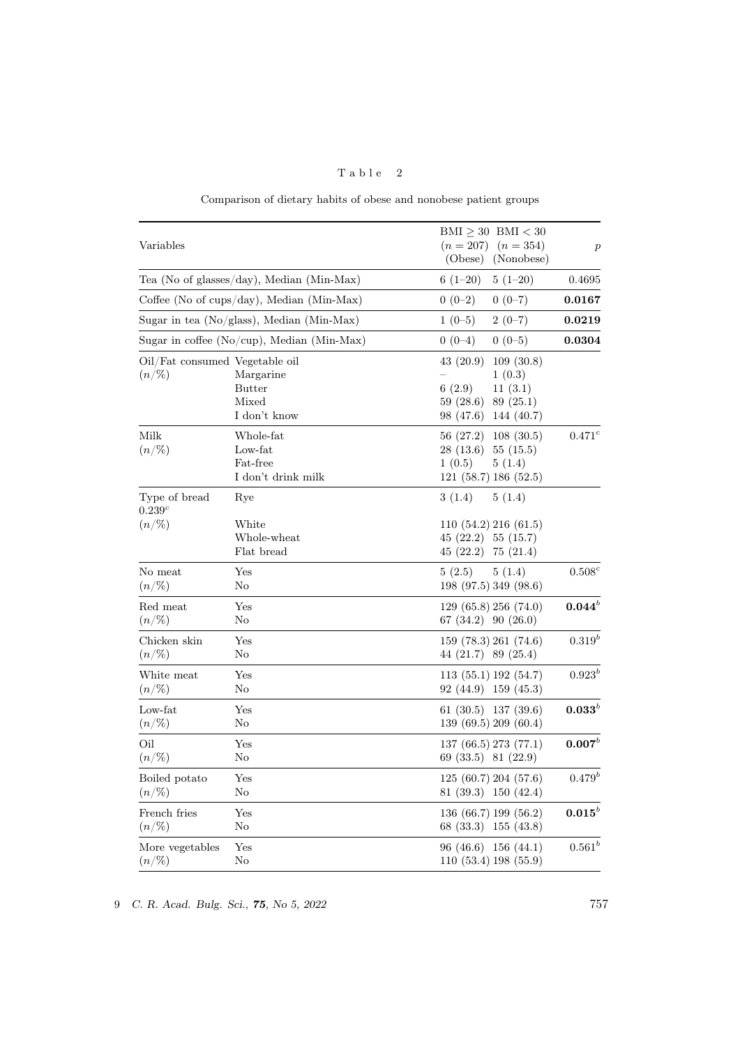Table 2

Comparison of dietary habits of obese and nonobese patient groups

| Variables | | BMI ≥ 30 ($n = 207$) (Obese) | BMI < 30 ($n = 354$) (Nonobese) | $p$ |
|---|---|---|---|---|
| Tea (No of glasses/day), Median (Min-Max) | | 6 (1–20) | 5 (1–20) | 0.4695 |
| Coffee (No of cups/day), Median (Min-Max) | | 0 (0–2) | 0 (0–7) | **0.0167** |
| Sugar in tea (No/glass), Median (Min-Max) | | 1 (0–5) | 2 (0–7) | **0.0219** |
| Sugar in coffee (No/cup), Median (Min-Max) | | 0 (0–4) | 0 (0–5) | **0.0304** |
| Oil/Fat consumed (n/%) | Vegetable oil | 43 (20.9) | 109 (30.8) | |
| | Margarine | – | 1 (0.3) | |
| | Butter | 6 (2.9) | 11 (3.1) | |
| | Mixed | 59 (28.6) | 89 (25.1) | |
| | I don't know | 98 (47.6) | 144 (40.7) | |
| Milk (n/%) | Whole-fat | 56 (27.2) | 108 (30.5) | $0.471^c$ |
| | Low-fat | 28 (13.6) | 55 (15.5) | |
| | Fat-free | 1 (0.5) | 5 (1.4) | |
| | I don't drink milk | 121 (58.7) | 186 (52.5) | |
| Type of bread $0.239^c$ (n/%) | Rye | 3 (1.4) | 5 (1.4) | |
| | White | 110 (54.2) | 216 (61.5) | |
| | Whole-wheat | 45 (22.2) | 55 (15.7) | |
| | Flat bread | 45 (22.2) | 75 (21.4) | |
| No meat (n/%) | Yes | 5 (2.5) | 5 (1.4) | $0.508^c$ |
| | No | 198 (97.5) | 349 (98.6) | |
| Red meat (n/%) | Yes | 129 (65.8) | 256 (74.0) | $\mathbf{0.044^b}$ |
| | No | 67 (34.2) | 90 (26.0) | |
| Chicken skin (n/%) | Yes | 159 (78.3) | 261 (74.6) | $0.319^b$ |
| | No | 44 (21.7) | 89 (25.4) | |
| White meat (n/%) | Yes | 113 (55.1) | 192 (54.7) | $0.923^b$ |
| | No | 92 (44.9) | 159 (45.3) | |
| Low-fat (n/%) | Yes | 61 (30.5) | 137 (39.6) | $\mathbf{0.033^b}$ |
| | No | 139 (69.5) | 209 (60.4) | |
| Oil (n/%) | Yes | 137 (66.5) | 273 (77.1) | $\mathbf{0.007^b}$ |
| | No | 69 (33.5) | 81 (22.9) | |
| Boiled potato (n/%) | Yes | 125 (60.7) | 204 (57.6) | $0.479^b$ |
| | No | 81 (39.3) | 150 (42.4) | |
| French fries (n/%) | Yes | 136 (66.7) | 199 (56.2) | $\mathbf{0.015^b}$ |
| | No | 68 (33.3) | 155 (43.8) | |
| More vegetables (n/%) | Yes | 96 (46.6) | 156 (44.1) | $0.561^b$ |
| | No | 110 (53.4) | 198 (55.9) | |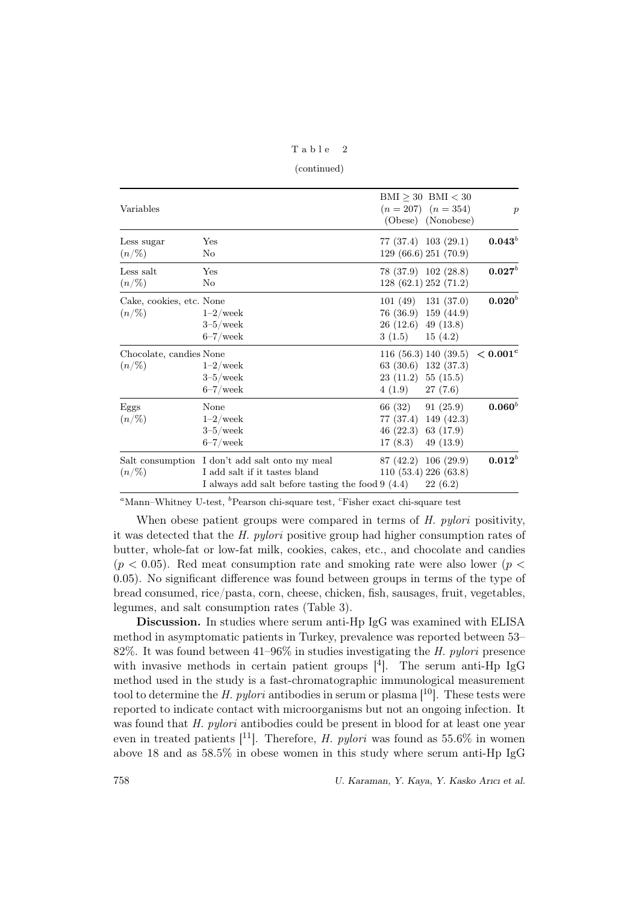Table 2

(continued)

| Variables | | BMI $\geq 30$ ($n = 207$) (Obese) | BMI $< 30$ ($n = 354$) (Nonobese) | $p$ |
|---|---|---|---|---|
| Less sugar ($n$/%) | Yes | 77 (37.4) | 103 (29.1) | **0.043**[b] |
| | No | 129 (66.6) | 251 (70.9) | |
| Less salt ($n$/%) | Yes | 78 (37.9) | 102 (28.8) | **0.027**[b] |
| | No | 128 (62.1) | 252 (71.2) | |
| Cake, cookies, etc. ($n$/%) | None | 101 (49) | 131 (37.0) | **0.020**[b] |
| | 1–2/week | 76 (36.9) | 159 (44.9) | |
| | 3–5/week | 26 (12.6) | 49 (13.8) | |
| | 6–7/week | 3 (1.5) | 15 (4.2) | |
| Chocolate, candies ($n$/%) | None | 116 (56.3) | 140 (39.5) | **< 0.001**[c] |
| | 1–2/week | 63 (30.6) | 132 (37.3) | |
| | 3–5/week | 23 (11.2) | 55 (15.5) | |
| | 6–7/week | 4 (1.9) | 27 (7.6) | |
| Eggs ($n$/%) | None | 66 (32) | 91 (25.9) | **0.060**[b] |
| | 1–2/week | 77 (37.4) | 149 (42.3) | |
| | 3–5/week | 46 (22.3) | 63 (17.9) | |
| | 6–7/week | 17 (8.3) | 49 (13.9) | |
| Salt consumption ($n$/%) | I don't add salt onto my meal | 87 (42.2) | 106 (29.9) | **0.012**[b] |
| | I add salt if it tastes bland | 110 (53.4) | 226 (63.8) | |
| | I always add salt before tasting the food | 9 (4.4) | 22 (6.2) | |

[a]Mann–Whitney U-test, [b]Pearson chi-square test, [c]Fisher exact chi-square test

When obese patient groups were compared in terms of *H. pylori* positivity, it was detected that the *H. pylori* positive group had higher consumption rates of butter, whole-fat or low-fat milk, cookies, cakes, etc., and chocolate and candies ($p < 0.05$). Red meat consumption rate and smoking rate were also lower ($p < 0.05$). No significant difference was found between groups in terms of the type of bread consumed, rice/pasta, corn, cheese, chicken, fish, sausages, fruit, vegetables, legumes, and salt consumption rates (Table 3).

**Discussion.** In studies where serum anti-Hp IgG was examined with ELISA method in asymptomatic patients in Turkey, prevalence was reported between 53–82%. It was found between 41–96% in studies investigating the *H. pylori* presence with invasive methods in certain patient groups [4]. The serum anti-Hp IgG method used in the study is a fast-chromatographic immunological measurement tool to determine the *H. pylori* antibodies in serum or plasma [10]. These tests were reported to indicate contact with microorganisms but not an ongoing infection. It was found that *H. pylori* antibodies could be present in blood for at least one year even in treated patients [11]. Therefore, *H. pylori* was found as 55.6% in women above 18 and as 58.5% in obese women in this study where serum anti-Hp IgG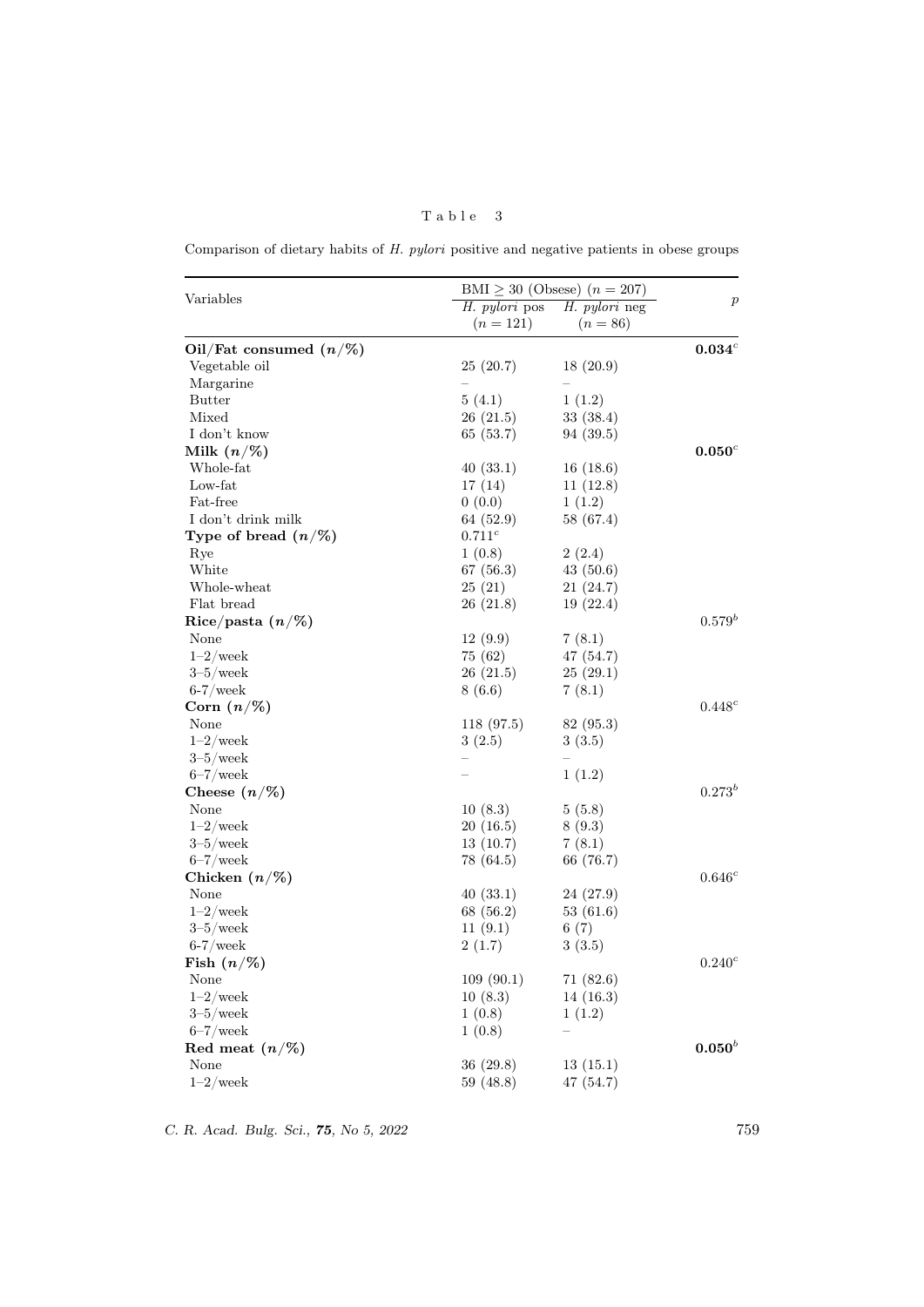Table 3

Comparison of dietary habits of *H. pylori* positive and negative patients in obese groups

| Variables | BMI ≥ 30 (Obsese) ($n = 207$) | | $p$ |
|---|---|---|---|
| | *H. pylori* pos ($n = 121$) | *H. pylori* neg ($n = 86$) | |
| **Oil/Fat consumed ($n$/%)** | | | $\mathbf{0.034}^{c}$ |
| Vegetable oil | 25 (20.7) | 18 (20.9) | |
| Margarine | – | – | |
| Butter | 5 (4.1) | 1 (1.2) | |
| Mixed | 26 (21.5) | 33 (38.4) | |
| I don't know | 65 (53.7) | 94 (39.5) | |
| **Milk ($n$/%)** | | | $\mathbf{0.050}^{c}$ |
| Whole-fat | 40 (33.1) | 16 (18.6) | |
| Low-fat | 17 (14) | 11 (12.8) | |
| Fat-free | 0 (0.0) | 1 (1.2) | |
| I don't drink milk | 64 (52.9) | 58 (67.4) | |
| **Type of bread ($n$/%)** | $0.711^{c}$ | | |
| Rye | 1 (0.8) | 2 (2.4) | |
| White | 67 (56.3) | 43 (50.6) | |
| Whole-wheat | 25 (21) | 21 (24.7) | |
| Flat bread | 26 (21.8) | 19 (22.4) | |
| **Rice/pasta ($n$/%)** | | | $0.579^{b}$ |
| None | 12 (9.9) | 7 (8.1) | |
| 1–2/week | 75 (62) | 47 (54.7) | |
| 3–5/week | 26 (21.5) | 25 (29.1) | |
| 6-7/week | 8 (6.6) | 7 (8.1) | |
| **Corn ($n$/%)** | | | $0.448^{c}$ |
| None | 118 (97.5) | 82 (95.3) | |
| 1–2/week | 3 (2.5) | 3 (3.5) | |
| 3–5/week | – | – | |
| 6–7/week | – | 1 (1.2) | |
| **Cheese ($n$/%)** | | | $0.273^{b}$ |
| None | 10 (8.3) | 5 (5.8) | |
| 1–2/week | 20 (16.5) | 8 (9.3) | |
| 3–5/week | 13 (10.7) | 7 (8.1) | |
| 6–7/week | 78 (64.5) | 66 (76.7) | |
| **Chicken ($n$/%)** | | | $0.646^{c}$ |
| None | 40 (33.1) | 24 (27.9) | |
| 1–2/week | 68 (56.2) | 53 (61.6) | |
| 3–5/week | 11 (9.1) | 6 (7) | |
| 6-7/week | 2 (1.7) | 3 (3.5) | |
| **Fish ($n$/%)** | | | $0.240^{c}$ |
| None | 109 (90.1) | 71 (82.6) | |
| 1–2/week | 10 (8.3) | 14 (16.3) | |
| 3–5/week | 1 (0.8) | 1 (1.2) | |
| 6–7/week | 1 (0.8) | – | |
| **Red meat ($n$/%)** | | | $\mathbf{0.050}^{b}$ |
| None | 36 (29.8) | 13 (15.1) | |
| 1–2/week | 59 (48.8) | 47 (54.7) | |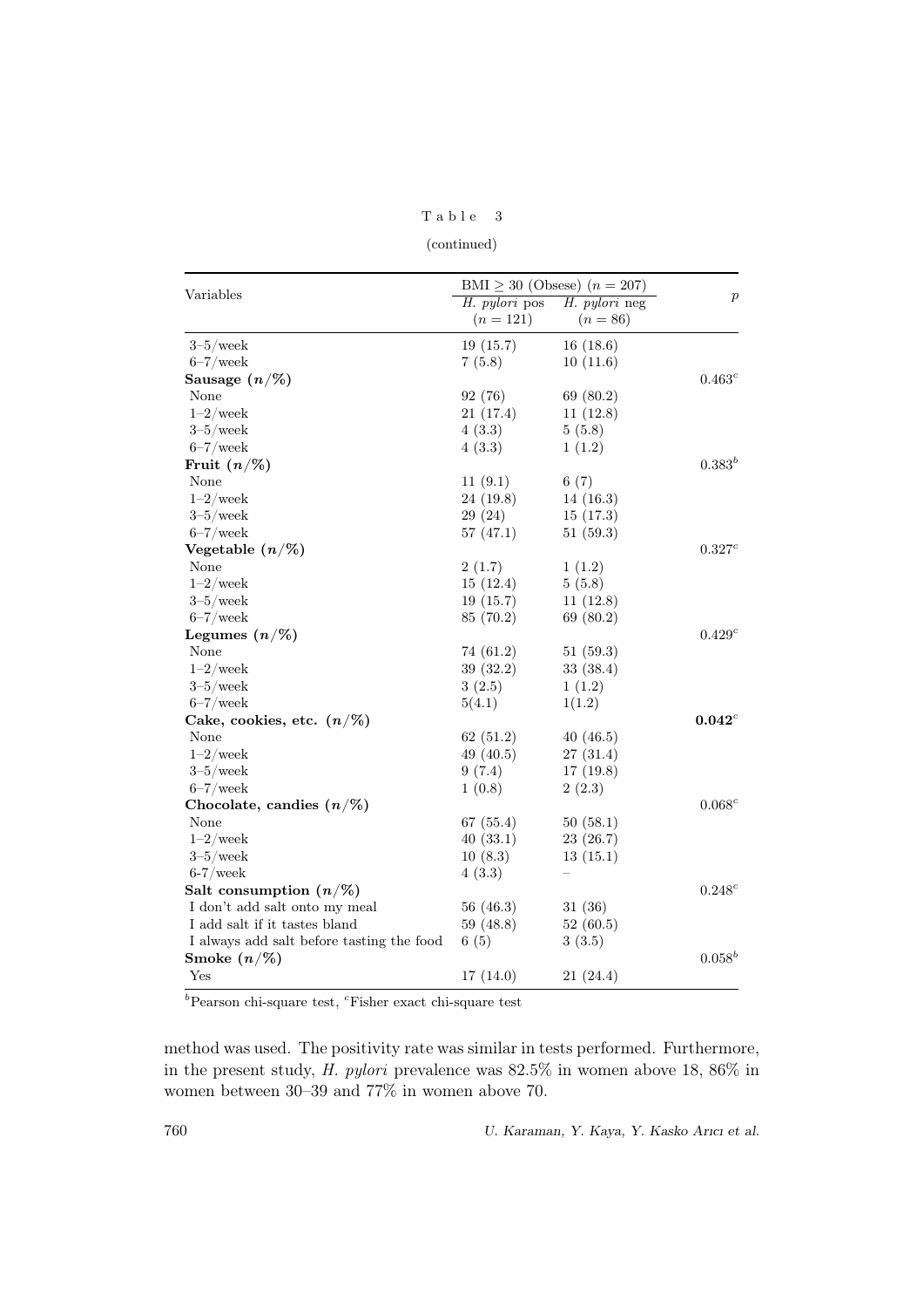Table 3

(continued)

| Variables | BMI $\geq$ 30 (Obsese) ($n = 207$) | | $p$ |
|---|---|---|---|
| | *H. pylori* pos ($n = 121$) | *H. pylori* neg ($n = 86$) | |
| 3–5/week | 19 (15.7) | 16 (18.6) | |
| 6–7/week | 7 (5.8) | 10 (11.6) | |
| **Sausage ($n$/%)** | | | 0.463[c] |
| None | 92 (76) | 69 (80.2) | |
| 1–2/week | 21 (17.4) | 11 (12.8) | |
| 3–5/week | 4 (3.3) | 5 (5.8) | |
| 6–7/week | 4 (3.3) | 1 (1.2) | |
| **Fruit ($n$/%)** | | | 0.383[b] |
| None | 11 (9.1) | 6 (7) | |
| 1–2/week | 24 (19.8) | 14 (16.3) | |
| 3–5/week | 29 (24) | 15 (17.3) | |
| 6–7/week | 57 (47.1) | 51 (59.3) | |
| **Vegetable ($n$/%)** | | | 0.327[c] |
| None | 2 (1.7) | 1 (1.2) | |
| 1–2/week | 15 (12.4) | 5 (5.8) | |
| 3–5/week | 19 (15.7) | 11 (12.8) | |
| 6–7/week | 85 (70.2) | 69 (80.2) | |
| **Legumes ($n$/%)** | | | 0.429[c] |
| None | 74 (61.2) | 51 (59.3) | |
| 1–2/week | 39 (32.2) | 33 (38.4) | |
| 3–5/week | 3 (2.5) | 1 (1.2) | |
| 6–7/week | 5(4.1) | 1(1.2) | |
| **Cake, cookies, etc. ($n$/%)** | | | **0.042**[c] |
| None | 62 (51.2) | 40 (46.5) | |
| 1–2/week | 49 (40.5) | 27 (31.4) | |
| 3–5/week | 9 (7.4) | 17 (19.8) | |
| 6–7/week | 1 (0.8) | 2 (2.3) | |
| **Chocolate, candies ($n$/%)** | | | 0.068[c] |
| None | 67 (55.4) | 50 (58.1) | |
| 1–2/week | 40 (33.1) | 23 (26.7) | |
| 3–5/week | 10 (8.3) | 13 (15.1) | |
| 6-7/week | 4 (3.3) | – | |
| **Salt consumption ($n$/%)** | | | 0.248[c] |
| I don't add salt onto my meal | 56 (46.3) | 31 (36) | |
| I add salt if it tastes bland | 59 (48.8) | 52 (60.5) | |
| I always add salt before tasting the food | 6 (5) | 3 (3.5) | |
| **Smoke ($n$/%)** | | | 0.058[b] |
| Yes | 17 (14.0) | 21 (24.4) | |

[b]Pearson chi-square test, [c]Fisher exact chi-square test

method was used. The positivity rate was similar in tests performed. Furthermore, in the present study, *H. pylori* prevalence was 82.5% in women above 18, 86% in women between 30–39 and 77% in women above 70.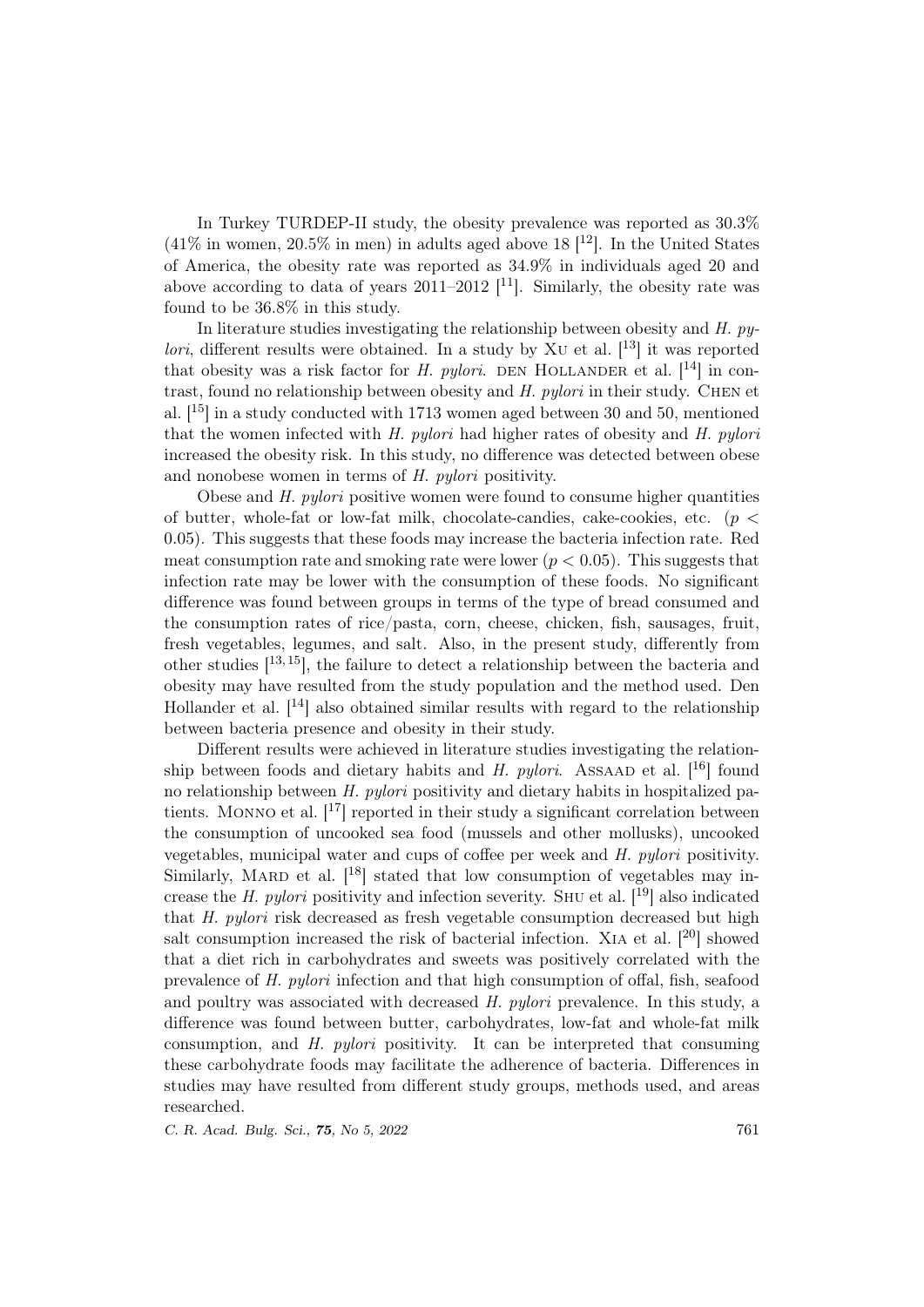In Turkey TURDEP-II study, the obesity prevalence was reported as 30.3% (41% in women, 20.5% in men) in adults aged above 18 [12]. In the United States of America, the obesity rate was reported as 34.9% in individuals aged 20 and above according to data of years 2011–2012 [11]. Similarly, the obesity rate was found to be 36.8% in this study.

In literature studies investigating the relationship between obesity and *H. pylori*, different results were obtained. In a study by Xu et al. [13] it was reported that obesity was a risk factor for *H. pylori*. den Hollander et al. [14] in contrast, found no relationship between obesity and *H. pylori* in their study. Chen et al. [15] in a study conducted with 1713 women aged between 30 and 50, mentioned that the women infected with *H. pylori* had higher rates of obesity and *H. pylori* increased the obesity risk. In this study, no difference was detected between obese and nonobese women in terms of *H. pylori* positivity.

Obese and *H. pylori* positive women were found to consume higher quantities of butter, whole-fat or low-fat milk, chocolate-candies, cake-cookies, etc. ($p < 0.05$). This suggests that these foods may increase the bacteria infection rate. Red meat consumption rate and smoking rate were lower ($p < 0.05$). This suggests that infection rate may be lower with the consumption of these foods. No significant difference was found between groups in terms of the type of bread consumed and the consumption rates of rice/pasta, corn, cheese, chicken, fish, sausages, fruit, fresh vegetables, legumes, and salt. Also, in the present study, differently from other studies [13,15], the failure to detect a relationship between the bacteria and obesity may have resulted from the study population and the method used. Den Hollander et al. [14] also obtained similar results with regard to the relationship between bacteria presence and obesity in their study.

Different results were achieved in literature studies investigating the relationship between foods and dietary habits and *H. pylori*. Assaad et al. [16] found no relationship between *H. pylori* positivity and dietary habits in hospitalized patients. Monno et al. [17] reported in their study a significant correlation between the consumption of uncooked sea food (mussels and other mollusks), uncooked vegetables, municipal water and cups of coffee per week and *H. pylori* positivity. Similarly, Mard et al. [18] stated that low consumption of vegetables may increase the *H. pylori* positivity and infection severity. Shu et al. [19] also indicated that *H. pylori* risk decreased as fresh vegetable consumption decreased but high salt consumption increased the risk of bacterial infection. Xia et al. [20] showed that a diet rich in carbohydrates and sweets was positively correlated with the prevalence of *H. pylori* infection and that high consumption of offal, fish, seafood and poultry was associated with decreased *H. pylori* prevalence. In this study, a difference was found between butter, carbohydrates, low-fat and whole-fat milk consumption, and *H. pylori* positivity. It can be interpreted that consuming these carbohydrate foods may facilitate the adherence of bacteria. Differences in studies may have resulted from different study groups, methods used, and areas researched.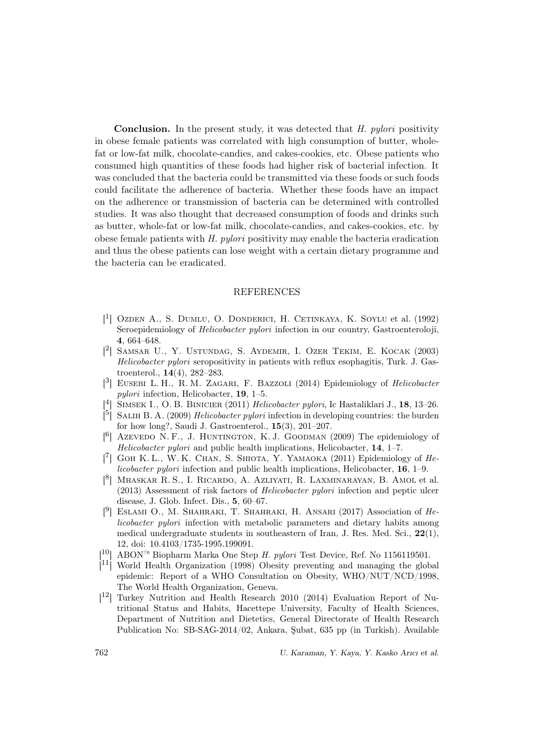**Conclusion.** In the present study, it was detected that *H. pylori* positivity in obese female patients was correlated with high consumption of butter, whole-fat or low-fat milk, chocolate-candies, and cakes-cookies, etc. Obese patients who consumed high quantities of these foods had higher risk of bacterial infection. It was concluded that the bacteria could be transmitted via these foods or such foods could facilitate the adherence of bacteria. Whether these foods have an impact on the adherence or transmission of bacteria can be determined with controlled studies. It was also thought that decreased consumption of foods and drinks such as butter, whole-fat or low-fat milk, chocolate-candies, and cakes-cookies, etc. by obese female patients with *H. pylori* positivity may enable the bacteria eradication and thus the obese patients can lose weight with a certain dietary programme and the bacteria can be eradicated.

## REFERENCES

[1] Ozden A., S. Dumlu, O. Donderici, H. Cetinkaya, K. Soylu et al. (1992) Seroepidemiology of *Helicobacter pylori* infection in our country, Gastroenteroloji, **4**, 664–648.

[2] Samsar U., Y. Ustundag, S. Aydemir, I. Ozer Tekim, E. Kocak (2003) *Helicobacter pylori* seropositivity in patients with reflux esophagitis, Turk. J. Gastroenterol., **14**(4), 282–283.

[3] Eusebi L. H., R. M. Zagari, F. Bazzoli (2014) Epidemiology of *Helicobacter pylori* infection, Helicobacter, **19**, 1–5.

[4] Simsek I., O. B. Binicier (2011) *Helicobacter pylori*, Ic Hastaliklari J., **18**, 13–26.

[5] Salih B. A. (2009) *Helicobacter pylori* infection in developing countries: the burden for how long?, Saudi J. Gastroenterol., **15**(3), 201–207.

[6] Azevedo N. F., J. Huntington, K. J. Goodman (2009) The epidemiology of *Helicobacter pylori* and public health implications, Helicobacter, **14**, 1–7.

[7] Goh K. L., W. K. Chan, S. Shiota, Y. Yamaoka (2011) Epidemiology of *Helicobacter pylori* infection and public health implications, Helicobacter, **16**, 1–9.

[8] Mhaskar R. S., I. Ricardo, A. Azliyati, R. Laxminarayan, B. Amol et al. (2013) Assessment of risk factors of *Helicobacter pylori* infection and peptic ulcer disease, J. Glob. Infect. Dis., **5**, 60–67.

[9] Eslami O., M. Shahraki, T. Shahraki, H. Ansari (2017) Association of *Helicobacter pylori* infection with metabolic parameters and dietary habits among medical undergraduate students in southeastern of Iran, J. Res. Med. Sci., **22**(1), 12, doi: 10.4103/1735-1995.199091.

[10] ABON™ Biopharm Marka One Step *H. pylori* Test Device, Ref. No 1156119501.

[11] World Health Organization (1998) Obesity preventing and managing the global epidemic: Report of a WHO Consultation on Obesity, WHO/NUT/NCD/1998, The World Health Organization, Geneva.

[12] Turkey Nutrition and Health Research 2010 (2014) Evaluation Report of Nutritional Status and Habits, Hacettepe University, Faculty of Health Sciences, Department of Nutrition and Dietetics, General Directorate of Health Research Publication No: SB-SAG-2014/02, Ankara, Şubat, 635 pp (in Turkish). Available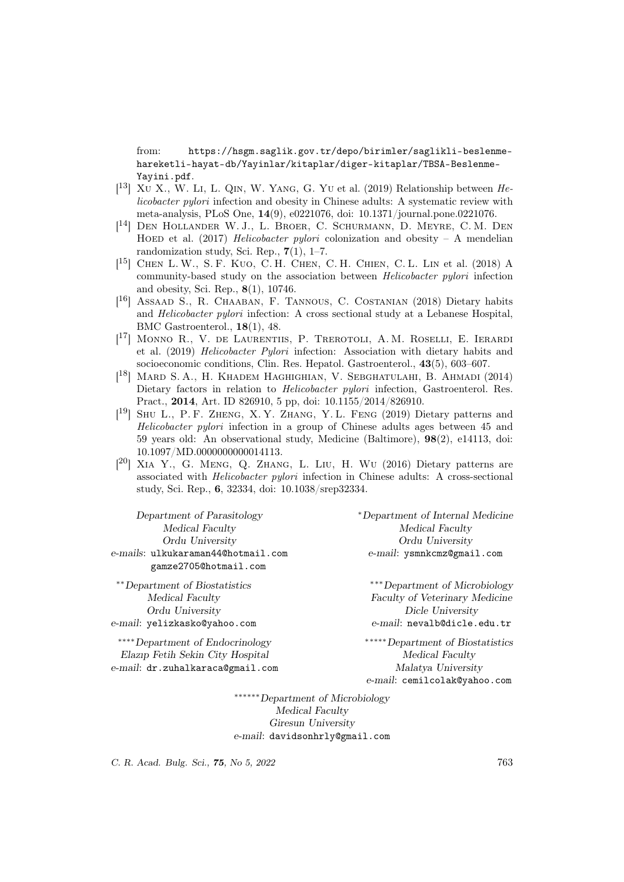from: https://hsgm.saglik.gov.tr/depo/birimler/saglikli-beslenme-hareketli-hayat-db/Yayinlar/kitaplar/diger-kitaplar/TBSA-Beslenme-Yayini.pdf.

[13] Xu X., W. Li, L. Qin, W. Yang, G. Yu et al. (2019) Relationship between *Helicobacter pylori* infection and obesity in Chinese adults: A systematic review with meta-analysis, PLoS One, **14**(9), e0221076, doi: 10.1371/journal.pone.0221076.

[14] Den Hollander W. J., L. Broer, C. Schurmann, D. Meyre, C. M. Den Hoed et al. (2017) *Helicobacter pylori* colonization and obesity – A mendelian randomization study, Sci. Rep., **7**(1), 1–7.

[15] Chen L. W., S. F. Kuo, C. H. Chen, C. H. Chien, C. L. Lin et al. (2018) A community-based study on the association between *Helicobacter pylori* infection and obesity, Sci. Rep., **8**(1), 10746.

[16] Assaad S., R. Chaaban, F. Tannous, C. Costanian (2018) Dietary habits and *Helicobacter pylori* infection: A cross sectional study at a Lebanese Hospital, BMC Gastroenterol., **18**(1), 48.

[17] Monno R., V. de Laurentiis, P. Trerotoli, A. M. Roselli, E. Ierardi et al. (2019) *Helicobacter Pylori* infection: Association with dietary habits and socioeconomic conditions, Clin. Res. Hepatol. Gastroenterol., **43**(5), 603–607.

[18] Mard S. A., H. Khadem Haghighian, V. Sebghatulahi, B. Ahmadi (2014) Dietary factors in relation to *Helicobacter pylori* infection, Gastroenterol. Res. Pract., **2014**, Art. ID 826910, 5 pp, doi: 10.1155/2014/826910.

[19] Shu L., P. F. Zheng, X. Y. Zhang, Y. L. Feng (2019) Dietary patterns and *Helicobacter pylori* infection in a group of Chinese adults ages between 45 and 59 years old: An observational study, Medicine (Baltimore), **98**(2), e14113, doi: 10.1097/MD.0000000000014113.

[20] Xia Y., G. Meng, Q. Zhang, L. Liu, H. Wu (2016) Dietary patterns are associated with *Helicobacter pylori* infection in Chinese adults: A cross-sectional study, Sci. Rep., **6**, 32334, doi: 10.1038/srep32334.

*Department of Parasitology*
*Medical Faculty*
*Ordu University*
*e-mails*: ulkukaraman44@hotmail.com
gamze2705@hotmail.com

[*]*Department of Internal Medicine*
*Medical Faculty*
*Ordu University*
*e-mail*: ysmnkcmz@gmail.com

[**]*Department of Biostatistics*
*Medical Faculty*
*Ordu University*
*e-mail*: yelizkasko@yahoo.com

[***]*Department of Microbiology*
*Faculty of Veterinary Medicine*
*Dicle University*
*e-mail*: nevalb@dicle.edu.tr

[****]*Department of Endocrinology*
*Elazıp Fetih Sekin City Hospital*
*e-mail*: dr.zuhalkaraca@gmail.com

[*****]*Department of Biostatistics*
*Medical Faculty*
*Malatya University*
*e-mail*: cemilcolak@yahoo.com

[******]*Department of Microbiology*
*Medical Faculty*
*Giresun University*
*e-mail*: davidsonhrly@gmail.com